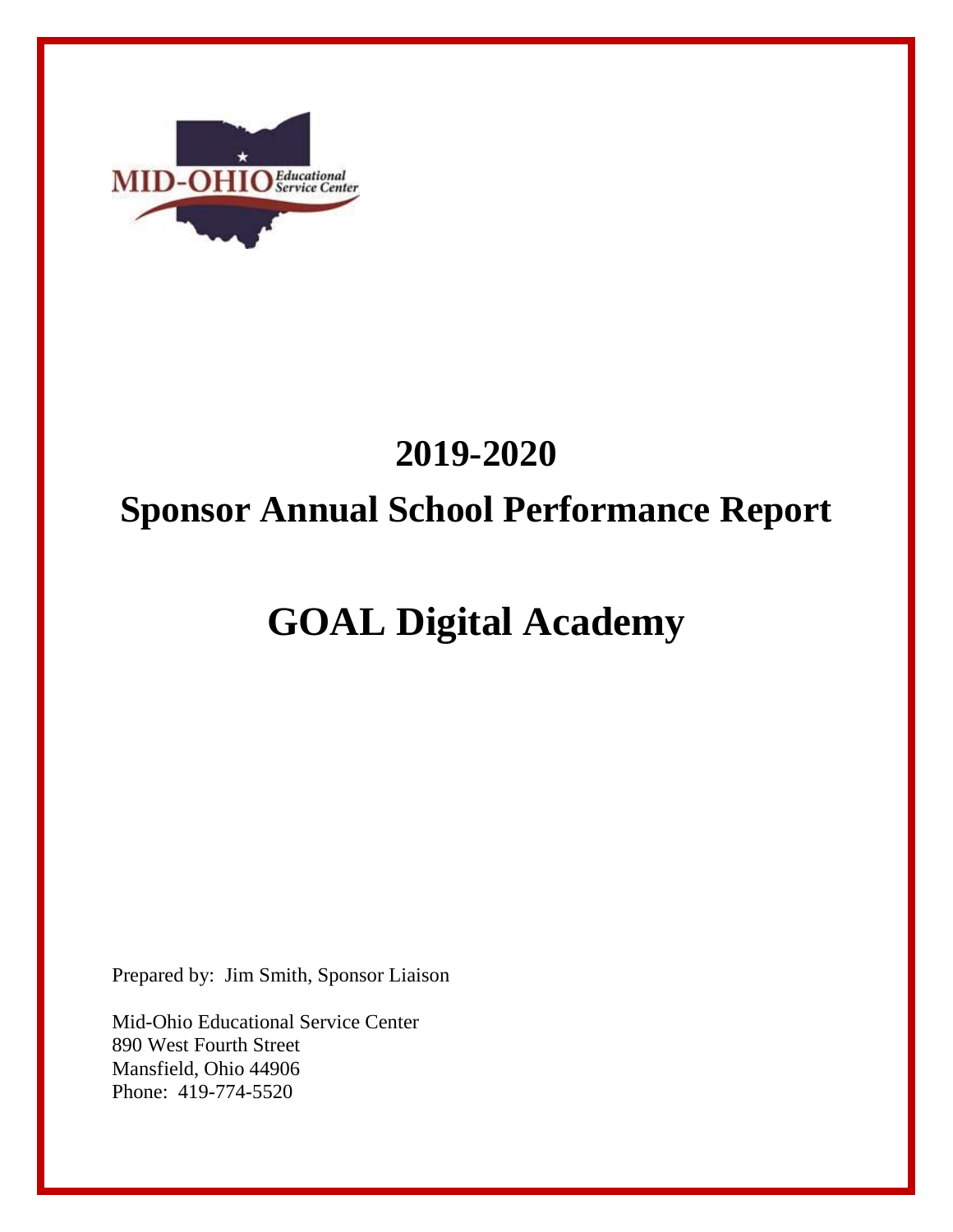MID-OHIO Educational Service Center

# 2019-2020

# Sponsor Annual School Performance Report

# GOAL Digital Academy

Prepared by: Jim Smith, Sponsor Liaison

Mid-Ohio Educational Service Center
890 West Fourth Street
Mansfield, Ohio 44906
Phone: 419-774-5520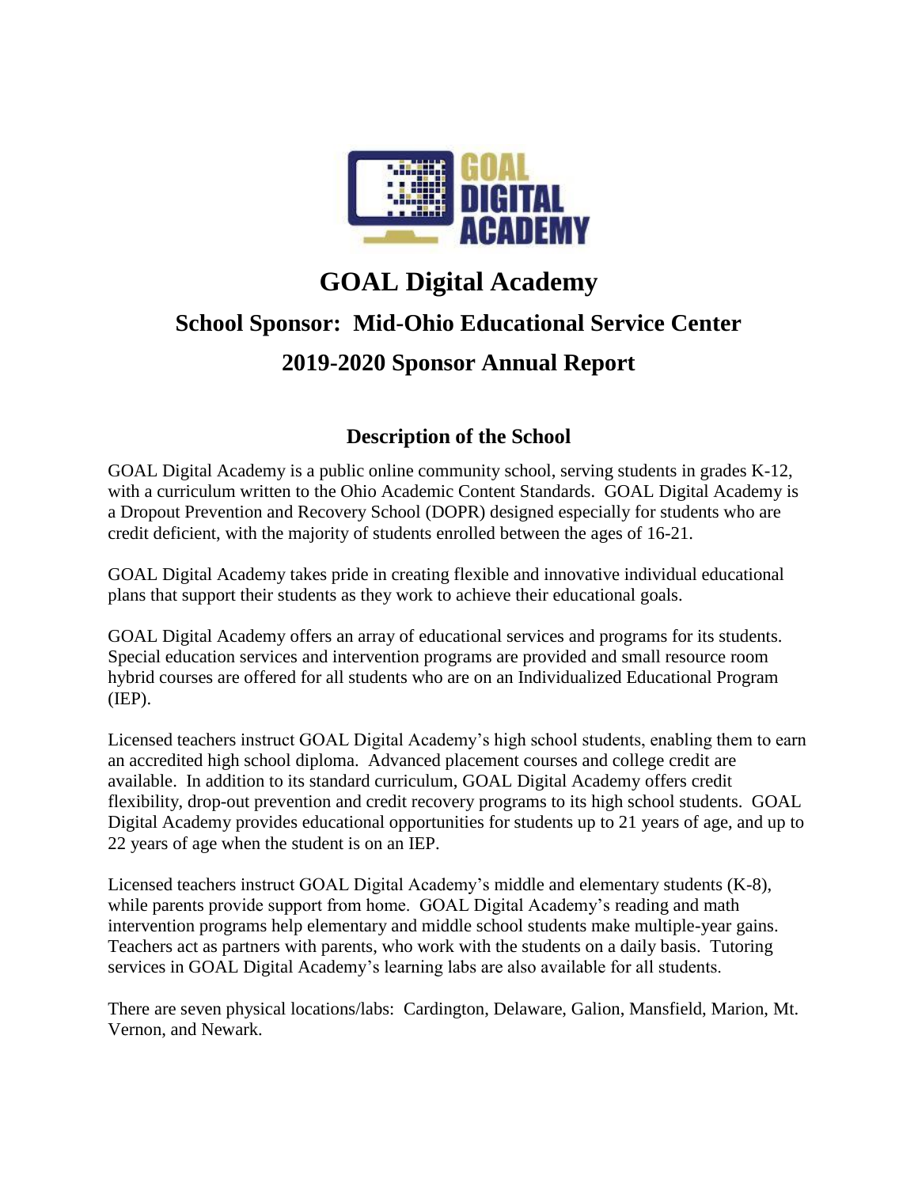# GOAL Digital Academy

## School Sponsor: Mid-Ohio Educational Service Center

## 2019-2020 Sponsor Annual Report

### Description of the School

GOAL Digital Academy is a public online community school, serving students in grades K-12, with a curriculum written to the Ohio Academic Content Standards. GOAL Digital Academy is a Dropout Prevention and Recovery School (DOPR) designed especially for students who are credit deficient, with the majority of students enrolled between the ages of 16-21.

GOAL Digital Academy takes pride in creating flexible and innovative individual educational plans that support their students as they work to achieve their educational goals.

GOAL Digital Academy offers an array of educational services and programs for its students. Special education services and intervention programs are provided and small resource room hybrid courses are offered for all students who are on an Individualized Educational Program (IEP).

Licensed teachers instruct GOAL Digital Academy's high school students, enabling them to earn an accredited high school diploma. Advanced placement courses and college credit are available. In addition to its standard curriculum, GOAL Digital Academy offers credit flexibility, drop-out prevention and credit recovery programs to its high school students. GOAL Digital Academy provides educational opportunities for students up to 21 years of age, and up to 22 years of age when the student is on an IEP.

Licensed teachers instruct GOAL Digital Academy's middle and elementary students (K-8), while parents provide support from home. GOAL Digital Academy's reading and math intervention programs help elementary and middle school students make multiple-year gains. Teachers act as partners with parents, who work with the students on a daily basis. Tutoring services in GOAL Digital Academy's learning labs are also available for all students.

There are seven physical locations/labs: Cardington, Delaware, Galion, Mansfield, Marion, Mt. Vernon, and Newark.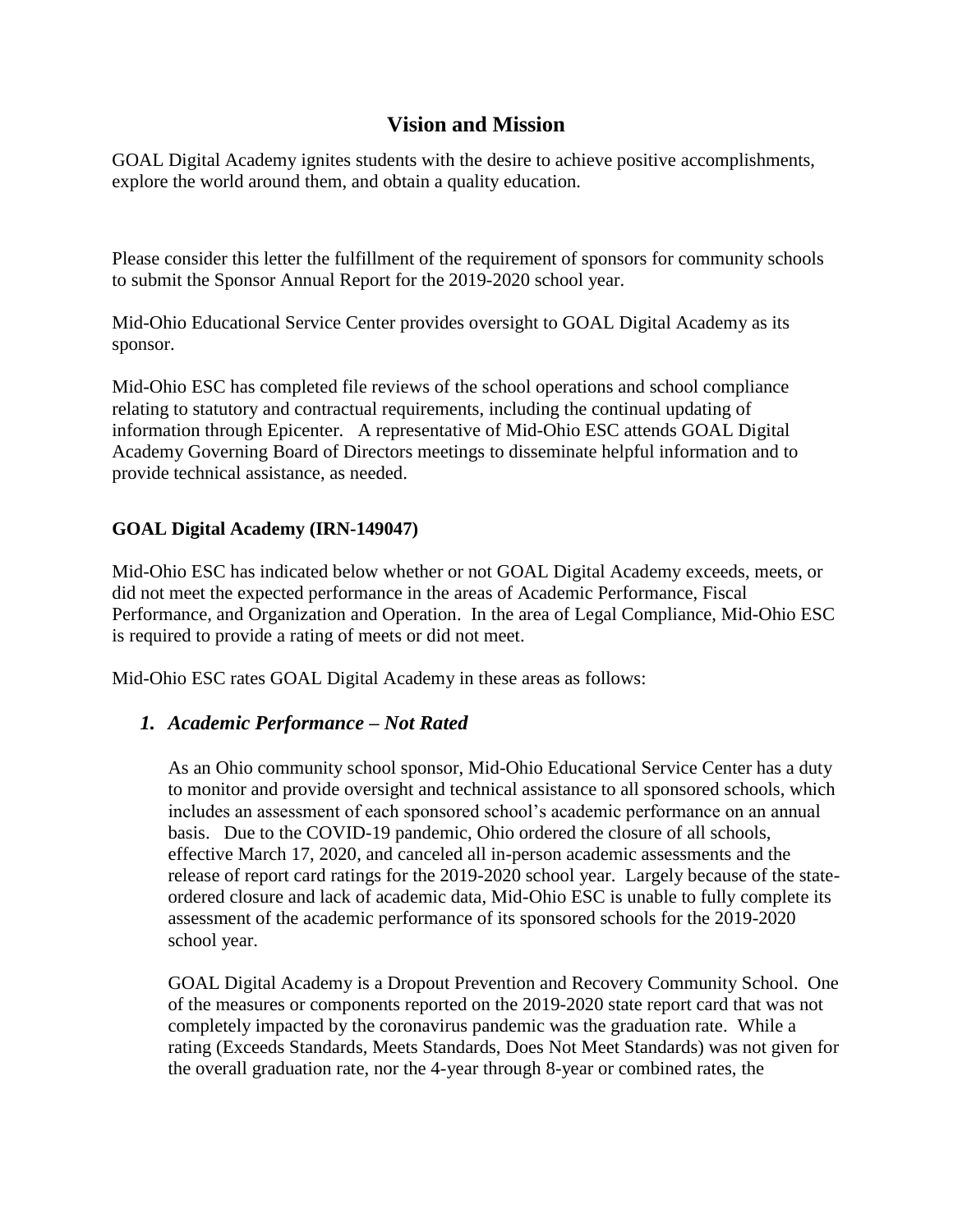## Vision and Mission

GOAL Digital Academy ignites students with the desire to achieve positive accomplishments, explore the world around them, and obtain a quality education.

Please consider this letter the fulfillment of the requirement of sponsors for community schools to submit the Sponsor Annual Report for the 2019-2020 school year.

Mid-Ohio Educational Service Center provides oversight to GOAL Digital Academy as its sponsor.

Mid-Ohio ESC has completed file reviews of the school operations and school compliance relating to statutory and contractual requirements, including the continual updating of information through Epicenter. A representative of Mid-Ohio ESC attends GOAL Digital Academy Governing Board of Directors meetings to disseminate helpful information and to provide technical assistance, as needed.

**GOAL Digital Academy (IRN-149047)**

Mid-Ohio ESC has indicated below whether or not GOAL Digital Academy exceeds, meets, or did not meet the expected performance in the areas of Academic Performance, Fiscal Performance, and Organization and Operation. In the area of Legal Compliance, Mid-Ohio ESC is required to provide a rating of meets or did not meet.

Mid-Ohio ESC rates GOAL Digital Academy in these areas as follows:

### *1. Academic Performance – Not Rated*

As an Ohio community school sponsor, Mid-Ohio Educational Service Center has a duty to monitor and provide oversight and technical assistance to all sponsored schools, which includes an assessment of each sponsored school's academic performance on an annual basis. Due to the COVID-19 pandemic, Ohio ordered the closure of all schools, effective March 17, 2020, and canceled all in-person academic assessments and the release of report card ratings for the 2019-2020 school year. Largely because of the state-ordered closure and lack of academic data, Mid-Ohio ESC is unable to fully complete its assessment of the academic performance of its sponsored schools for the 2019-2020 school year.

GOAL Digital Academy is a Dropout Prevention and Recovery Community School. One of the measures or components reported on the 2019-2020 state report card that was not completely impacted by the coronavirus pandemic was the graduation rate. While a rating (Exceeds Standards, Meets Standards, Does Not Meet Standards) was not given for the overall graduation rate, nor the 4-year through 8-year or combined rates, the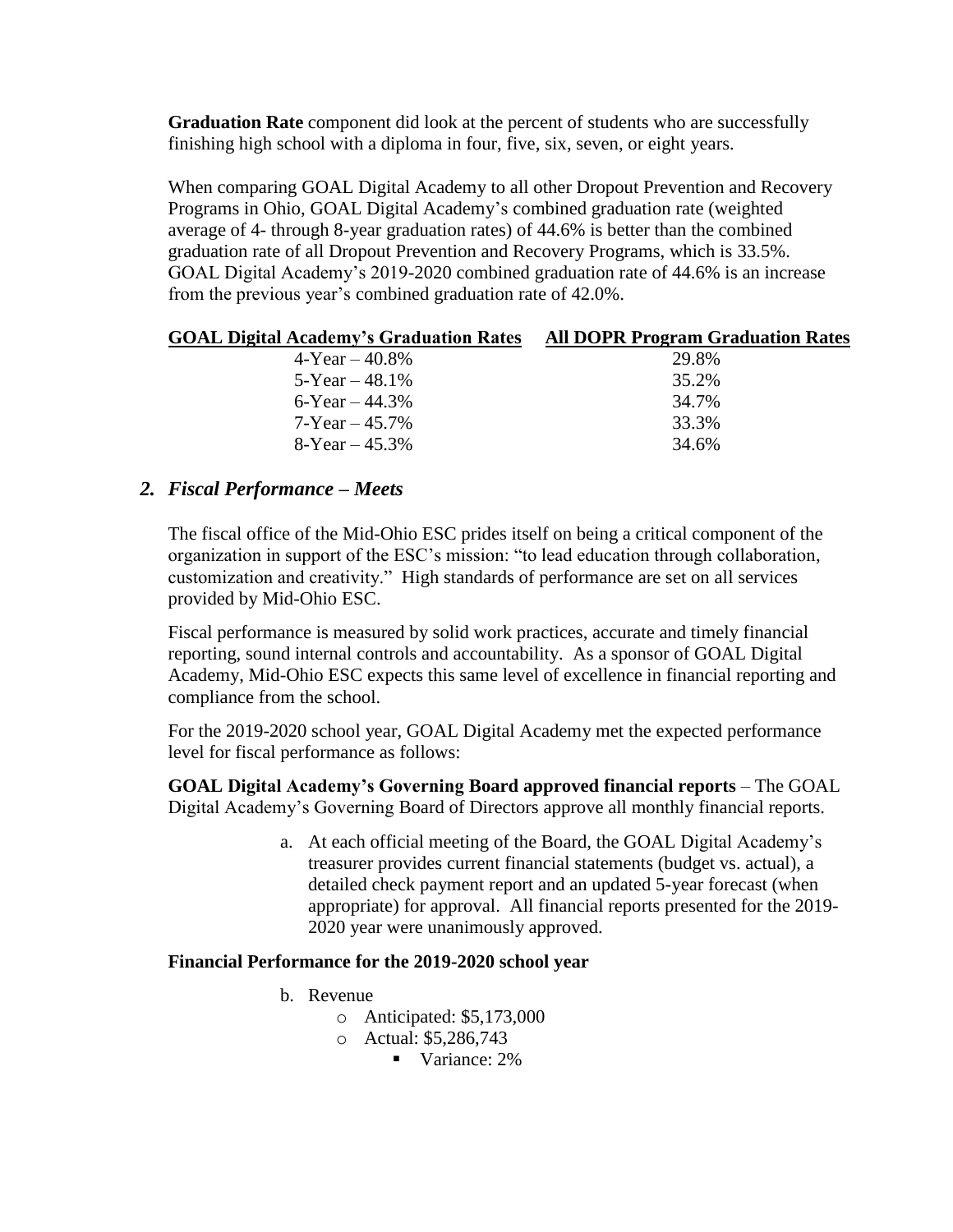**Graduation Rate** component did look at the percent of students who are successfully finishing high school with a diploma in four, five, six, seven, or eight years.

When comparing GOAL Digital Academy to all other Dropout Prevention and Recovery Programs in Ohio, GOAL Digital Academy's combined graduation rate (weighted average of 4- through 8-year graduation rates) of 44.6% is better than the combined graduation rate of all Dropout Prevention and Recovery Programs, which is 33.5%. GOAL Digital Academy's 2019-2020 combined graduation rate of 44.6% is an increase from the previous year's combined graduation rate of 42.0%.

| GOAL Digital Academy's Graduation Rates | All DOPR Program Graduation Rates |
|---|---|
| 4-Year – 40.8% | 29.8% |
| 5-Year – 48.1% | 35.2% |
| 6-Year – 44.3% | 34.7% |
| 7-Year – 45.7% | 33.3% |
| 8-Year – 45.3% | 34.6% |

## *2. Fiscal Performance – Meets*

The fiscal office of the Mid-Ohio ESC prides itself on being a critical component of the organization in support of the ESC's mission: "to lead education through collaboration, customization and creativity." High standards of performance are set on all services provided by Mid-Ohio ESC.

Fiscal performance is measured by solid work practices, accurate and timely financial reporting, sound internal controls and accountability. As a sponsor of GOAL Digital Academy, Mid-Ohio ESC expects this same level of excellence in financial reporting and compliance from the school.

For the 2019-2020 school year, GOAL Digital Academy met the expected performance level for fiscal performance as follows:

**GOAL Digital Academy's Governing Board approved financial reports** – The GOAL Digital Academy's Governing Board of Directors approve all monthly financial reports.

a. At each official meeting of the Board, the GOAL Digital Academy's treasurer provides current financial statements (budget vs. actual), a detailed check payment report and an updated 5-year forecast (when appropriate) for approval. All financial reports presented for the 2019-2020 year were unanimously approved.

**Financial Performance for the 2019-2020 school year**

b. Revenue
   - Anticipated: $5,173,000
   - Actual: $5,286,743
     - Variance: 2%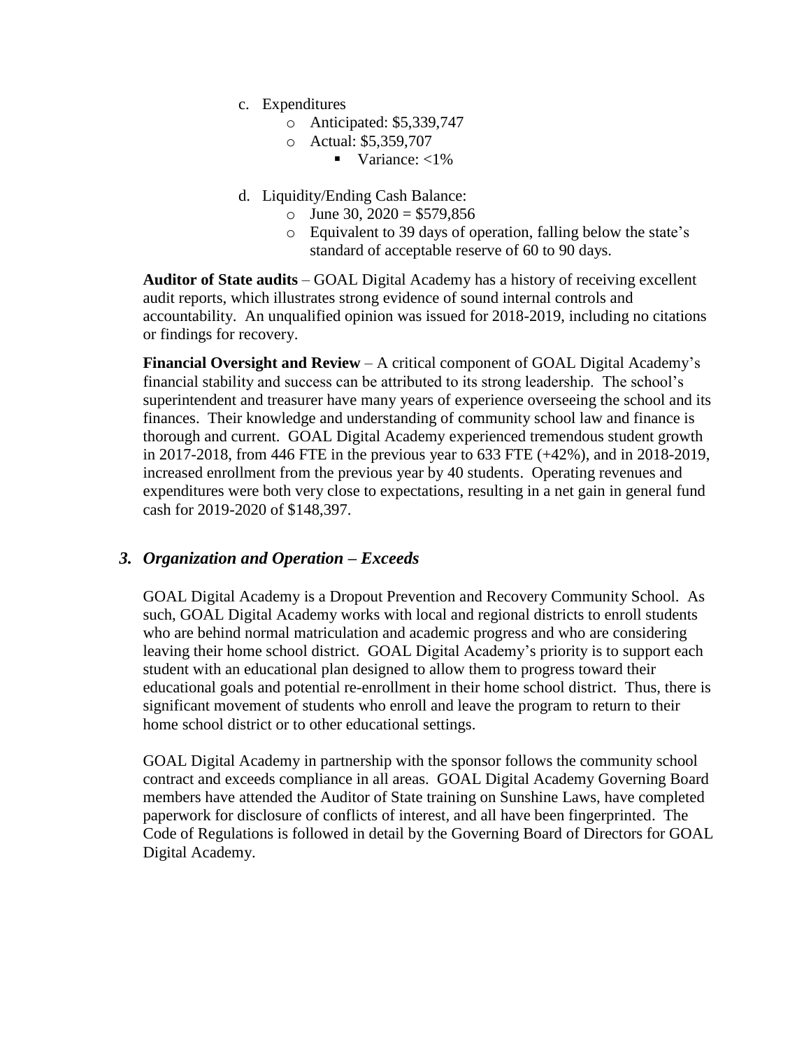c. Expenditures
   - Anticipated: $5,339,747
   - Actual: $5,359,707
     - Variance: <1%

d. Liquidity/Ending Cash Balance:
   - June 30, 2020 = $579,856
   - Equivalent to 39 days of operation, falling below the state's standard of acceptable reserve of 60 to 90 days.

**Auditor of State audits** – GOAL Digital Academy has a history of receiving excellent audit reports, which illustrates strong evidence of sound internal controls and accountability. An unqualified opinion was issued for 2018-2019, including no citations or findings for recovery.

**Financial Oversight and Review** – A critical component of GOAL Digital Academy's financial stability and success can be attributed to its strong leadership. The school's superintendent and treasurer have many years of experience overseeing the school and its finances. Their knowledge and understanding of community school law and finance is thorough and current. GOAL Digital Academy experienced tremendous student growth in 2017-2018, from 446 FTE in the previous year to 633 FTE (+42%), and in 2018-2019, increased enrollment from the previous year by 40 students. Operating revenues and expenditures were both very close to expectations, resulting in a net gain in general fund cash for 2019-2020 of $148,397.

### *3. Organization and Operation – Exceeds*

GOAL Digital Academy is a Dropout Prevention and Recovery Community School. As such, GOAL Digital Academy works with local and regional districts to enroll students who are behind normal matriculation and academic progress and who are considering leaving their home school district. GOAL Digital Academy's priority is to support each student with an educational plan designed to allow them to progress toward their educational goals and potential re-enrollment in their home school district. Thus, there is significant movement of students who enroll and leave the program to return to their home school district or to other educational settings.

GOAL Digital Academy in partnership with the sponsor follows the community school contract and exceeds compliance in all areas. GOAL Digital Academy Governing Board members have attended the Auditor of State training on Sunshine Laws, have completed paperwork for disclosure of conflicts of interest, and all have been fingerprinted. The Code of Regulations is followed in detail by the Governing Board of Directors for GOAL Digital Academy.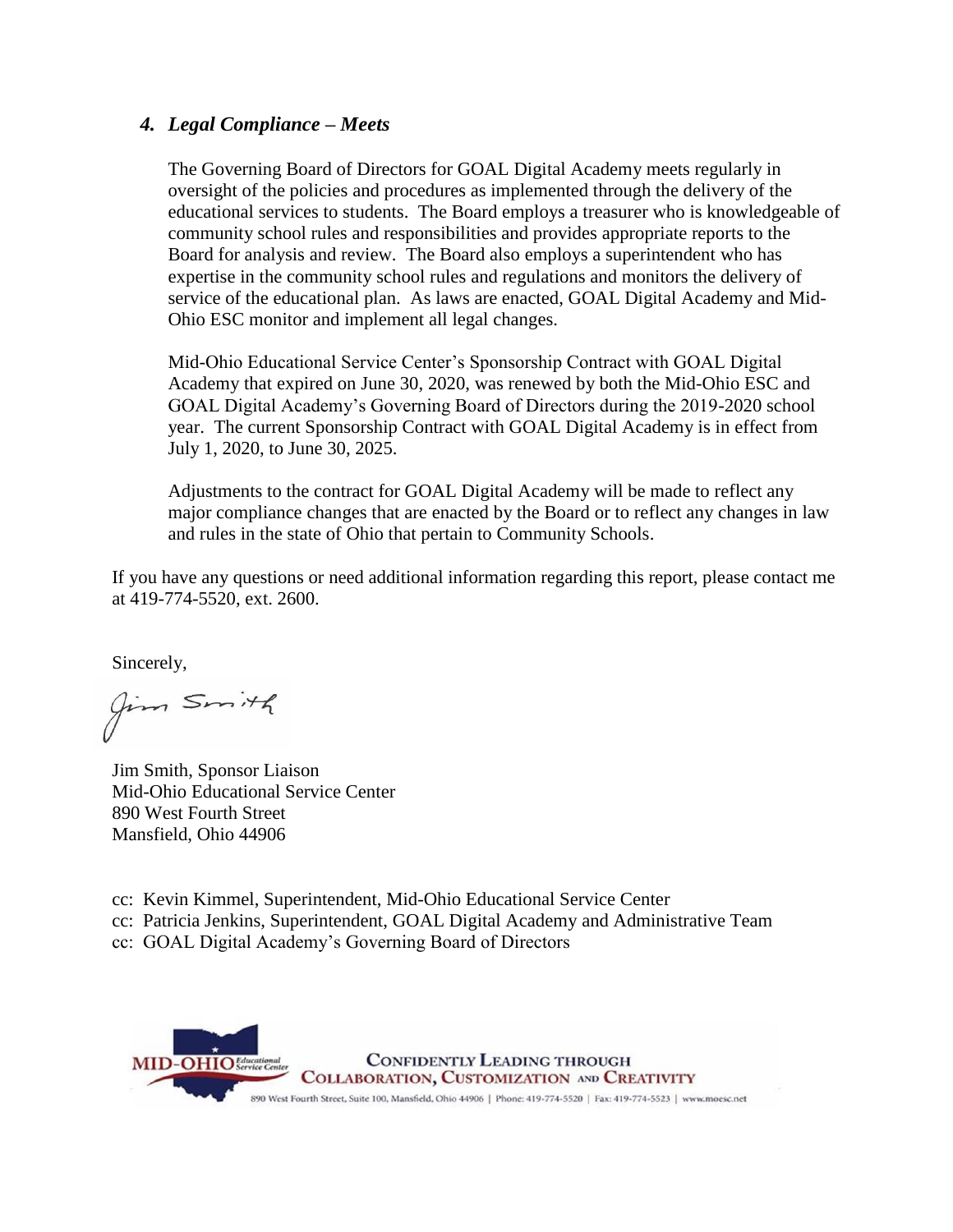### *4. Legal Compliance – Meets*

The Governing Board of Directors for GOAL Digital Academy meets regularly in oversight of the policies and procedures as implemented through the delivery of the educational services to students. The Board employs a treasurer who is knowledgeable of community school rules and responsibilities and provides appropriate reports to the Board for analysis and review. The Board also employs a superintendent who has expertise in the community school rules and regulations and monitors the delivery of service of the educational plan. As laws are enacted, GOAL Digital Academy and Mid-Ohio ESC monitor and implement all legal changes.

Mid-Ohio Educational Service Center's Sponsorship Contract with GOAL Digital Academy that expired on June 30, 2020, was renewed by both the Mid-Ohio ESC and GOAL Digital Academy's Governing Board of Directors during the 2019-2020 school year. The current Sponsorship Contract with GOAL Digital Academy is in effect from July 1, 2020, to June 30, 2025.

Adjustments to the contract for GOAL Digital Academy will be made to reflect any major compliance changes that are enacted by the Board or to reflect any changes in law and rules in the state of Ohio that pertain to Community Schools.

If you have any questions or need additional information regarding this report, please contact me at 419-774-5520, ext. 2600.

Sincerely,

Jim Smith

Jim Smith, Sponsor Liaison
Mid-Ohio Educational Service Center
890 West Fourth Street
Mansfield, Ohio 44906

cc: Kevin Kimmel, Superintendent, Mid-Ohio Educational Service Center
cc: Patricia Jenkins, Superintendent, GOAL Digital Academy and Administrative Team
cc: GOAL Digital Academy's Governing Board of Directors

MID-OHIO Educational Service Center

CONFIDENTLY LEADING THROUGH COLLABORATION, CUSTOMIZATION AND CREATIVITY

890 West Fourth Street, Suite 100, Mansfield, Ohio 44906 | Phone: 419-774-5520 | Fax: 419-774-5523 | www.moesc.net